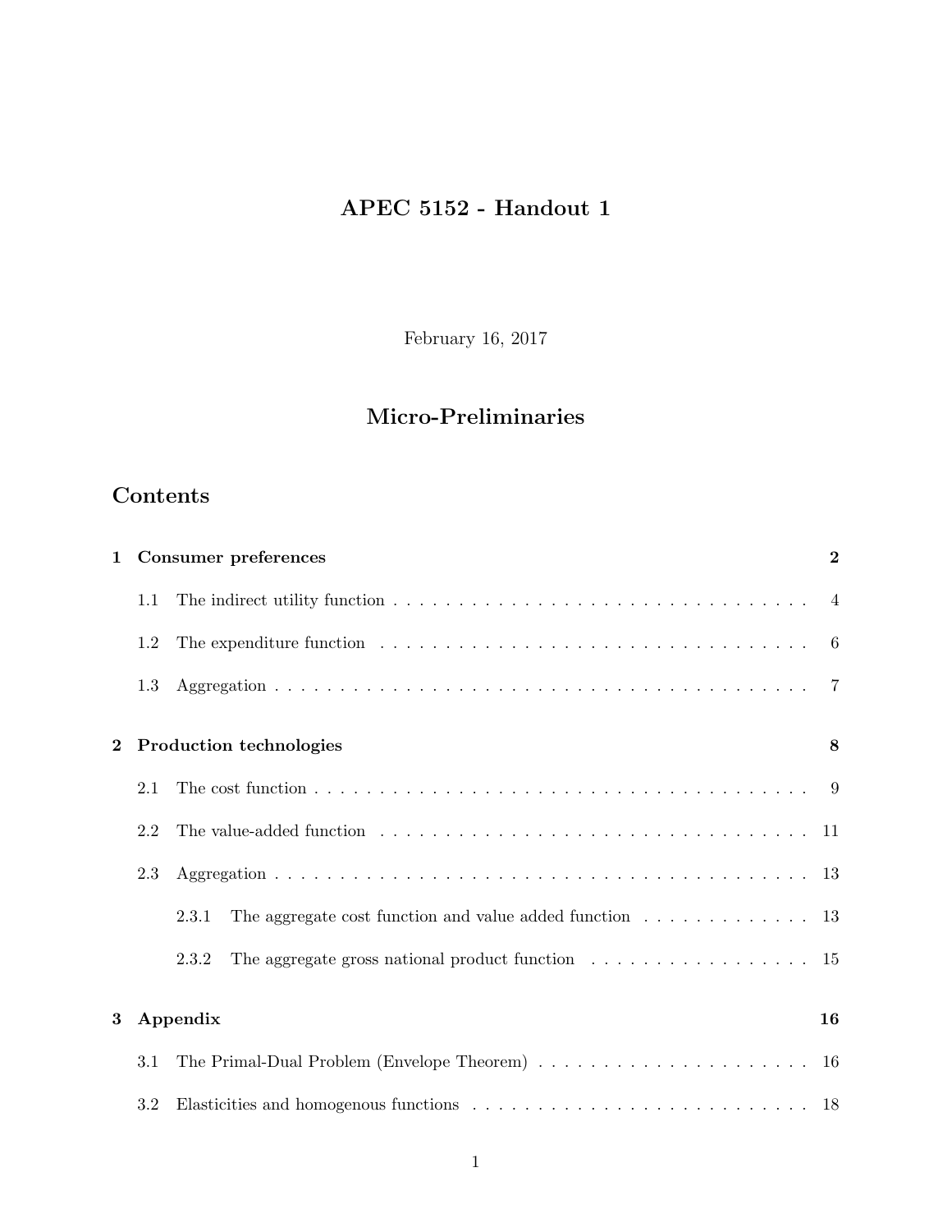# APEC 5152 - Handout 1

February 16, 2017

## Micro-Preliminaries

## Contents

**1 Consumer preferences** — **2**

- 1.1 The indirect utility function — 4
- 1.2 The expenditure function — 6
- 1.3 Aggregation — 7

**2 Production technologies** — **8**

- 2.1 The cost function — 9
- 2.2 The value-added function — 11
- 2.3 Aggregation — 13
  - 2.3.1 The aggregate cost function and value added function — 13
  - 2.3.2 The aggregate gross national product function — 15

**3 Appendix** — **16**

- 3.1 The Primal-Dual Problem (Envelope Theorem) — 16
- 3.2 Elasticities and homogenous functions — 18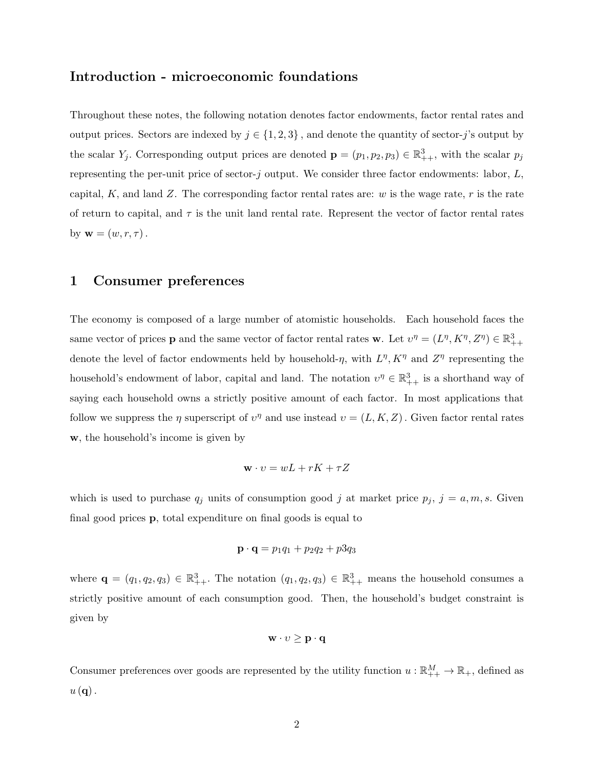## Introduction - microeconomic foundations

Throughout these notes, the following notation denotes factor endowments, factor rental rates and output prices. Sectors are indexed by $j \in \{1, 2, 3\}$, and denote the quantity of sector-$j$'s output by the scalar $Y_j$. Corresponding output prices are denoted $\mathbf{p} = (p_1, p_2, p_3) \in \mathbb{R}^3_{++}$, with the scalar $p_j$ representing the per-unit price of sector-$j$ output. We consider three factor endowments: labor, $L$, capital, $K$, and land $Z$. The corresponding factor rental rates are: $w$ is the wage rate, $r$ is the rate of return to capital, and $\tau$ is the unit land rental rate. Represent the vector of factor rental rates by $\mathbf{w} = (w, r, \tau)$.

# 1 Consumer preferences

The economy is composed of a large number of atomistic households. Each household faces the same vector of prices $\mathbf{p}$ and the same vector of factor rental rates $\mathbf{w}$. Let $\upsilon^\eta = (L^\eta, K^\eta, Z^\eta) \in \mathbb{R}^3_{++}$ denote the level of factor endowments held by household-$\eta$, with $L^\eta, K^\eta$ and $Z^\eta$ representing the household's endowment of labor, capital and land. The notation $\upsilon^\eta \in \mathbb{R}^3_{++}$ is a shorthand way of saying each household owns a strictly positive amount of each factor. In most applications that follow we suppress the $\eta$ superscript of $\upsilon^\eta$ and use instead $\upsilon = (L, K, Z)$. Given factor rental rates $\mathbf{w}$, the household's income is given by

$$\mathbf{w} \cdot \upsilon = wL + rK + \tau Z$$

which is used to purchase $q_j$ units of consumption good $j$ at market price $p_j$, $j = a, m, s$. Given final good prices $\mathbf{p}$, total expenditure on final goods is equal to

$$\mathbf{p} \cdot \mathbf{q} = p_1 q_1 + p_2 q_2 + p3 q_3$$

where $\mathbf{q} = (q_1, q_2, q_3) \in \mathbb{R}^3_{++}$. The notation $(q_1, q_2, q_3) \in \mathbb{R}^3_{++}$ means the household consumes a strictly positive amount of each consumption good. Then, the household's budget constraint is given by

$$\mathbf{w} \cdot \upsilon \geq \mathbf{p} \cdot \mathbf{q}$$

Consumer preferences over goods are represented by the utility function $u : \mathbb{R}^M_{++} \to \mathbb{R}_+$, defined as $u(\mathbf{q})$.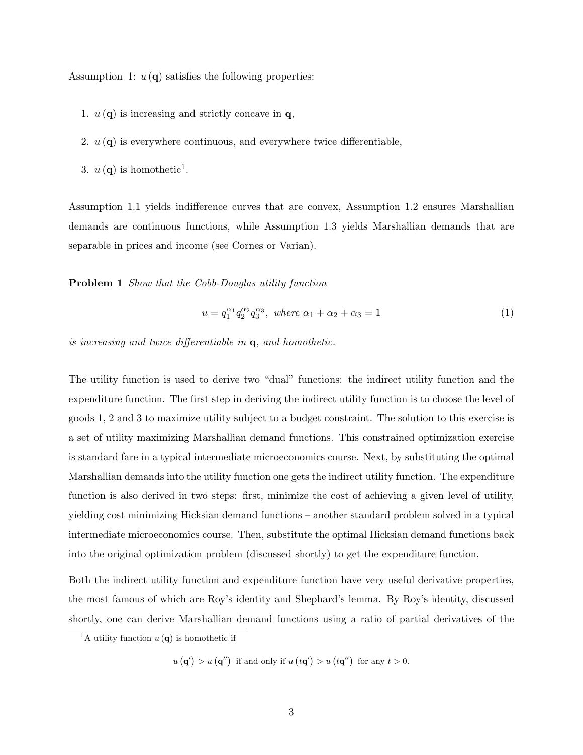Assumption 1: $u(\mathbf{q})$ satisfies the following properties:

1. $u(\mathbf{q})$ is increasing and strictly concave in $\mathbf{q}$,
2. $u(\mathbf{q})$ is everywhere continuous, and everywhere twice differentiable,
3. $u(\mathbf{q})$ is homothetic[1].

Assumption 1.1 yields indifference curves that are convex, Assumption 1.2 ensures Marshallian demands are continuous functions, while Assumption 1.3 yields Marshallian demands that are separable in prices and income (see Cornes or Varian).

**Problem 1** *Show that the Cobb-Douglas utility function*

$$u = q_1^{\alpha_1} q_2^{\alpha_2} q_3^{\alpha_3}, \text{ where } \alpha_1 + \alpha_2 + \alpha_3 = 1 \tag{1}$$

*is increasing and twice differentiable in* $\mathbf{q}$, *and homothetic.*

The utility function is used to derive two "dual" functions: the indirect utility function and the expenditure function. The first step in deriving the indirect utility function is to choose the level of goods 1, 2 and 3 to maximize utility subject to a budget constraint. The solution to this exercise is a set of utility maximizing Marshallian demand functions. This constrained optimization exercise is standard fare in a typical intermediate microeconomics course. Next, by substituting the optimal Marshallian demands into the utility function one gets the indirect utility function. The expenditure function is also derived in two steps: first, minimize the cost of achieving a given level of utility, yielding cost minimizing Hicksian demand functions – another standard problem solved in a typical intermediate microeconomics course. Then, substitute the optimal Hicksian demand functions back into the original optimization problem (discussed shortly) to get the expenditure function.

Both the indirect utility function and expenditure function have very useful derivative properties, the most famous of which are Roy's identity and Shephard's lemma. By Roy's identity, discussed shortly, one can derive Marshallian demand functions using a ratio of partial derivatives of the

---

[1] A utility function $u(\mathbf{q})$ is homothetic if

$$u(\mathbf{q}') > u(\mathbf{q}'') \text{ if and only if } u(t\mathbf{q}') > u(t\mathbf{q}'') \text{ for any } t > 0.$$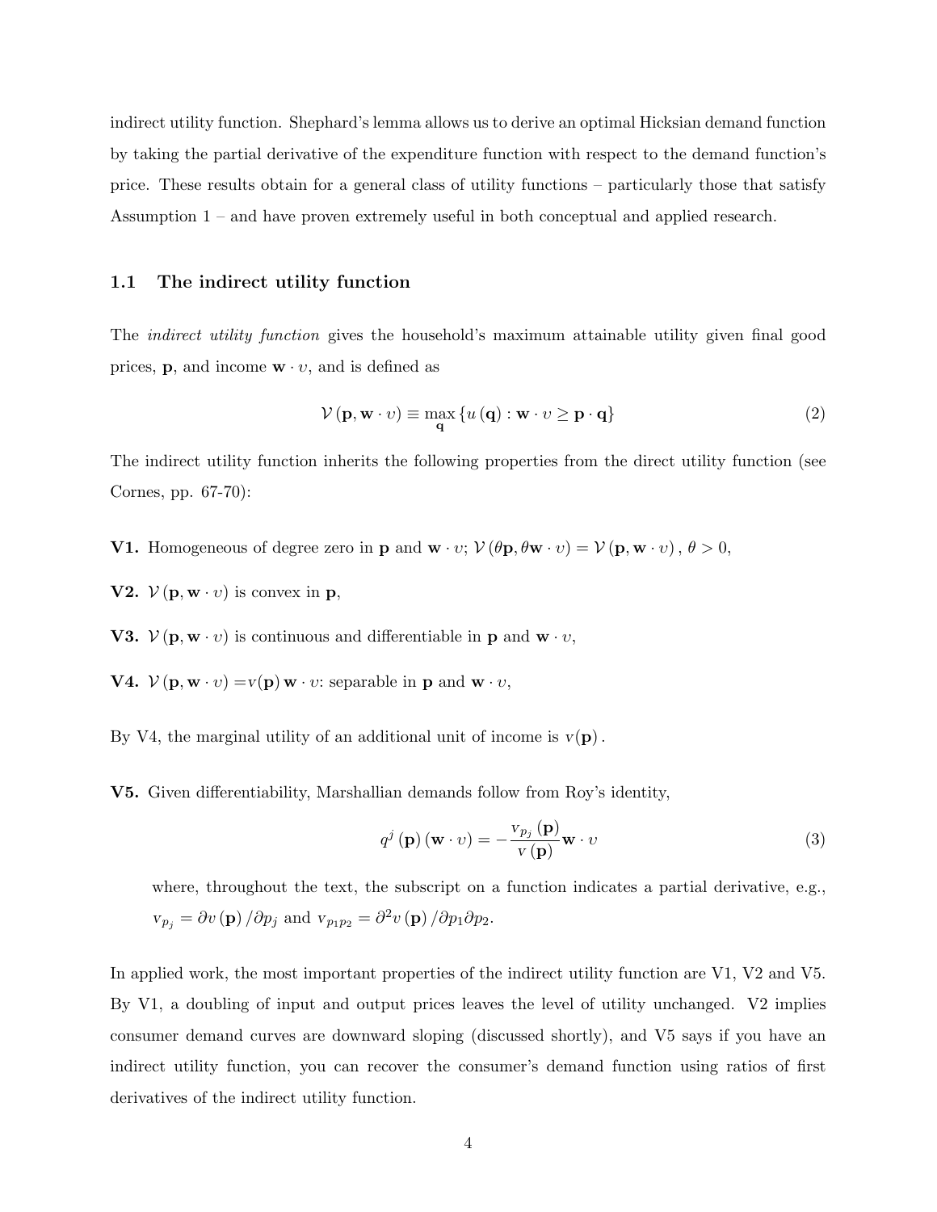indirect utility function. Shephard's lemma allows us to derive an optimal Hicksian demand function by taking the partial derivative of the expenditure function with respect to the demand function's price. These results obtain for a general class of utility functions – particularly those that satisfy Assumption 1 – and have proven extremely useful in both conceptual and applied research.

### 1.1 The indirect utility function

The *indirect utility function* gives the household's maximum attainable utility given final good prices, $\mathbf{p}$, and income $\mathbf{w} \cdot \upsilon$, and is defined as

$$\mathcal{V}(\mathbf{p}, \mathbf{w} \cdot \upsilon) \equiv \max_{\mathbf{q}} \{u(\mathbf{q}) : \mathbf{w} \cdot \upsilon \geq \mathbf{p} \cdot \mathbf{q}\} \tag{2}$$

The indirect utility function inherits the following properties from the direct utility function (see Cornes, pp. 67-70):

**V1.** Homogeneous of degree zero in $\mathbf{p}$ and $\mathbf{w} \cdot \upsilon$; $\mathcal{V}(\theta \mathbf{p}, \theta \mathbf{w} \cdot \upsilon) = \mathcal{V}(\mathbf{p}, \mathbf{w} \cdot \upsilon)$, $\theta > 0$,

**V2.** $\mathcal{V}(\mathbf{p}, \mathbf{w} \cdot \upsilon)$ is convex in $\mathbf{p}$,

**V3.** $\mathcal{V}(\mathbf{p}, \mathbf{w} \cdot \upsilon)$ is continuous and differentiable in $\mathbf{p}$ and $\mathbf{w} \cdot \upsilon$,

**V4.** $\mathcal{V}(\mathbf{p}, \mathbf{w} \cdot \upsilon) = v(\mathbf{p})\, \mathbf{w} \cdot \upsilon$: separable in $\mathbf{p}$ and $\mathbf{w} \cdot \upsilon$,

By V4, the marginal utility of an additional unit of income is $v(\mathbf{p})$.

**V5.** Given differentiability, Marshallian demands follow from Roy's identity,

$$q^j(\mathbf{p})(\mathbf{w} \cdot \upsilon) = -\frac{v_{p_j}(\mathbf{p})}{v(\mathbf{p})} \mathbf{w} \cdot \upsilon \tag{3}$$

where, throughout the text, the subscript on a function indicates a partial derivative, e.g., $v_{p_j} = \partial v(\mathbf{p}) / \partial p_j$ and $v_{p_1 p_2} = \partial^2 v(\mathbf{p}) / \partial p_1 \partial p_2$.

In applied work, the most important properties of the indirect utility function are V1, V2 and V5. By V1, a doubling of input and output prices leaves the level of utility unchanged. V2 implies consumer demand curves are downward sloping (discussed shortly), and V5 says if you have an indirect utility function, you can recover the consumer's demand function using ratios of first derivatives of the indirect utility function.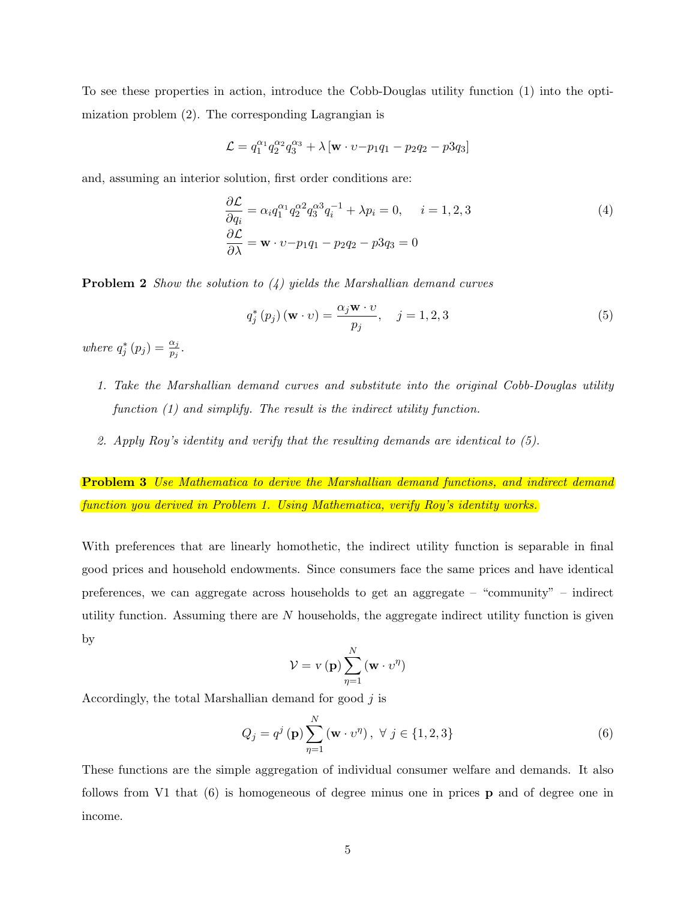To see these properties in action, introduce the Cobb-Douglas utility function (1) into the optimization problem (2). The corresponding Lagrangian is

$$\mathcal{L} = q_1^{\alpha_1} q_2^{\alpha_2} q_3^{\alpha_3} + \lambda \left[ \mathbf{w} \cdot \upsilon - p_1 q_1 - p_2 q_2 - p3 q_3 \right]$$

and, assuming an interior solution, first order conditions are:

$$\begin{aligned} \frac{\partial \mathcal{L}}{\partial q_i} &= \alpha_i q_1^{\alpha_1} q_2^{\alpha 2} q_3^{\alpha 3} q_i^{-1} + \lambda p_i = 0, \quad i = 1, 2, 3 \\ \frac{\partial \mathcal{L}}{\partial \lambda} &= \mathbf{w} \cdot \upsilon - p_1 q_1 - p_2 q_2 - p3 q_3 = 0 \end{aligned} \tag{4}$$

**Problem 2** *Show the solution to (4) yields the Marshallian demand curves*

$$q_j^* \left( p_j \right) \left( \mathbf{w} \cdot \upsilon \right) = \frac{\alpha_j \mathbf{w} \cdot \upsilon}{p_j}, \quad j = 1, 2, 3 \tag{5}$$

*where* $q_j^* \left( p_j \right) = \frac{\alpha_j}{p_j}$.

1. *Take the Marshallian demand curves and substitute into the original Cobb-Douglas utility function (1) and simplify. The result is the indirect utility function.*

2. *Apply Roy's identity and verify that the resulting demands are identical to (5).*

**Problem 3** *Use Mathematica to derive the Marshallian demand functions, and indirect demand function you derived in Problem 1. Using Mathematica, verify Roy's identity works.*

With preferences that are linearly homothetic, the indirect utility function is separable in final good prices and household endowments. Since consumers face the same prices and have identical preferences, we can aggregate across households to get an aggregate – "community" – indirect utility function. Assuming there are $N$ households, the aggregate indirect utility function is given by

$$\mathcal{V} = v \left( \mathbf{p} \right) \sum_{\eta=1}^{N} \left( \mathbf{w} \cdot \upsilon^{\eta} \right)$$

Accordingly, the total Marshallian demand for good $j$ is

$$Q_j = q^j \left( \mathbf{p} \right) \sum_{\eta=1}^{N} \left( \mathbf{w} \cdot \upsilon^{\eta} \right), \; \forall \; j \in \{1, 2, 3\} \tag{6}$$

These functions are the simple aggregation of individual consumer welfare and demands. It also follows from V1 that (6) is homogeneous of degree minus one in prices $\mathbf{p}$ and of degree one in income.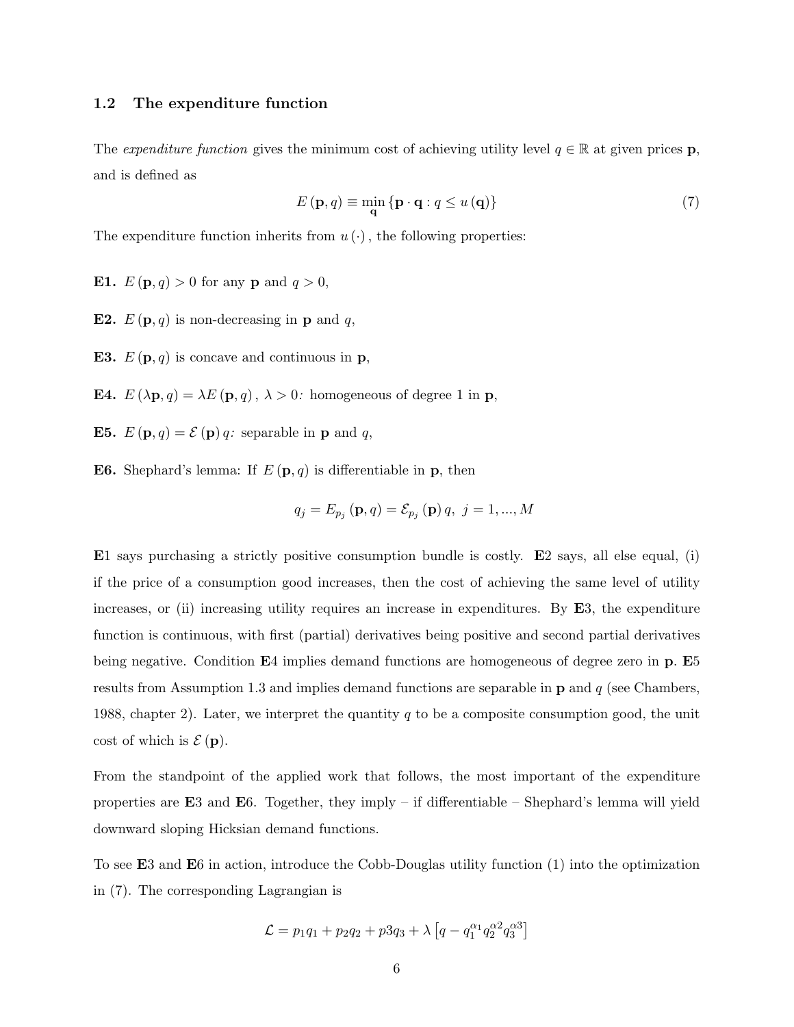### 1.2 The expenditure function

The *expenditure function* gives the minimum cost of achieving utility level $q \in \mathbb{R}$ at given prices $\mathbf{p}$, and is defined as

$$E(\mathbf{p}, q) \equiv \min_{\mathbf{q}} \{\mathbf{p} \cdot \mathbf{q} : q \leq u(\mathbf{q})\} \tag{7}$$

The expenditure function inherits from $u(\cdot)$, the following properties:

**E1.** $E(\mathbf{p}, q) > 0$ for any $\mathbf{p}$ and $q > 0$,

**E2.** $E(\mathbf{p}, q)$ is non-decreasing in $\mathbf{p}$ and $q$,

**E3.** $E(\mathbf{p}, q)$ is concave and continuous in $\mathbf{p}$,

**E4.** $E(\lambda\mathbf{p}, q) = \lambda E(\mathbf{p}, q)$, $\lambda > 0$*:* homogeneous of degree 1 in $\mathbf{p}$,

**E5.** $E(\mathbf{p}, q) = \mathcal{E}(\mathbf{p})\, q$*:* separable in $\mathbf{p}$ and $q$,

**E6.** Shephard's lemma: If $E(\mathbf{p}, q)$ is differentiable in $\mathbf{p}$, then

$$q_j = E_{p_j}(\mathbf{p}, q) = \mathcal{E}_{p_j}(\mathbf{p})\, q, \;\; j = 1, ..., M$$

**E**1 says purchasing a strictly positive consumption bundle is costly. **E**2 says, all else equal, (i) if the price of a consumption good increases, then the cost of achieving the same level of utility increases, or (ii) increasing utility requires an increase in expenditures. By **E**3, the expenditure function is continuous, with first (partial) derivatives being positive and second partial derivatives being negative. Condition **E**4 implies demand functions are homogeneous of degree zero in $\mathbf{p}$. **E**5 results from Assumption 1.3 and implies demand functions are separable in $\mathbf{p}$ and $q$ (see Chambers, 1988, chapter 2). Later, we interpret the quantity $q$ to be a composite consumption good, the unit cost of which is $\mathcal{E}(\mathbf{p})$.

From the standpoint of the applied work that follows, the most important of the expenditure properties are **E**3 and **E**6. Together, they imply – if differentiable – Shephard's lemma will yield downward sloping Hicksian demand functions.

To see **E**3 and **E**6 in action, introduce the Cobb-Douglas utility function (1) into the optimization in (7). The corresponding Lagrangian is

$$\mathcal{L} = p_1 q_1 + p_2 q_2 + p3 q_3 + \lambda \left[q - q_1^{\alpha_1} q_2^{\alpha 2} q_3^{\alpha 3}\right]$$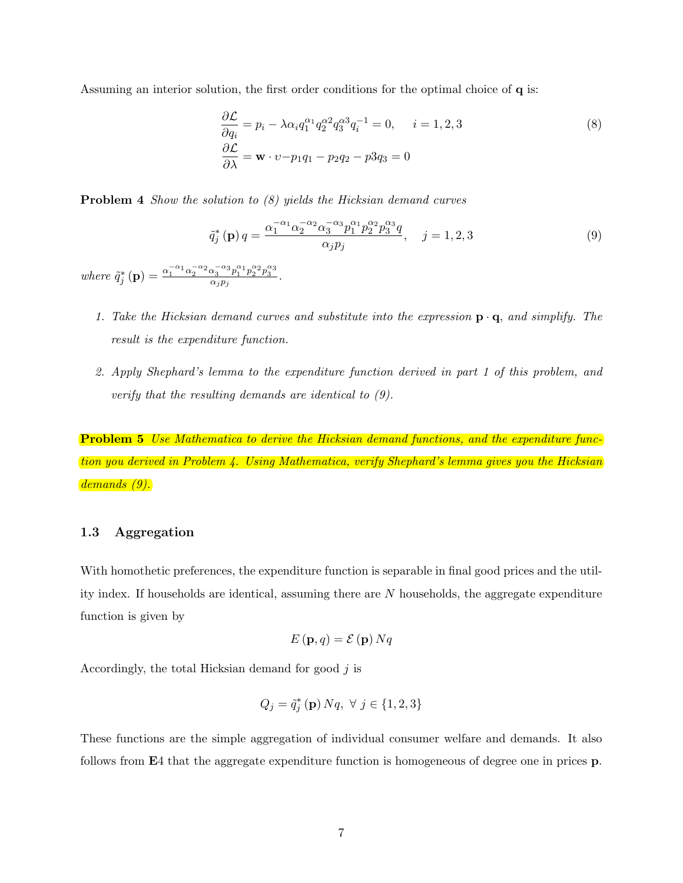Assuming an interior solution, the first order conditions for the optimal choice of $\mathbf{q}$ is:

$$
\begin{aligned}
\frac{\partial \mathcal{L}}{\partial q_i} &= p_i - \lambda \alpha_i q_1^{\alpha_1} q_2^{\alpha 2} q_3^{\alpha 3} q_i^{-1} = 0, \quad i = 1, 2, 3 \\
\frac{\partial \mathcal{L}}{\partial \lambda} &= \mathbf{w} \cdot \upsilon - p_1 q_1 - p_2 q_2 - p3 q_3 = 0
\end{aligned} \tag{8}
$$

**Problem 4** *Show the solution to (8) yields the Hicksian demand curves*

$$
\tilde{q}_j^* (\mathbf{p})\, q = \frac{\alpha_1^{-\alpha_1} \alpha_2^{-\alpha_2} \alpha_3^{-\alpha_3} p_1^{\alpha_1} p_2^{\alpha_2} p_3^{\alpha_3} q}{\alpha_j p_j}, \quad j = 1, 2, 3 \tag{9}
$$

*where* $\tilde{q}_j^* (\mathbf{p}) = \frac{\alpha_1^{-\alpha_1} \alpha_2^{-\alpha_2} \alpha_3^{-\alpha_3} p_1^{\alpha_1} p_2^{\alpha_2} p_3^{\alpha_3}}{\alpha_j p_j}$.

1. *Take the Hicksian demand curves and substitute into the expression* $\mathbf{p} \cdot \mathbf{q}$, *and simplify. The result is the expenditure function.*

2. *Apply Shephard's lemma to the expenditure function derived in part 1 of this problem, and verify that the resulting demands are identical to (9).*

**Problem 5** *Use Mathematica to derive the Hicksian demand functions, and the expenditure function you derived in Problem 4. Using Mathematica, verify Shephard's lemma gives you the Hicksian demands (9).*

### 1.3 Aggregation

With homothetic preferences, the expenditure function is separable in final good prices and the utility index. If households are identical, assuming there are $N$ households, the aggregate expenditure function is given by

$$
E(\mathbf{p}, q) = \mathcal{E}(\mathbf{p})\, N q
$$

Accordingly, the total Hicksian demand for good $j$ is

$$
Q_j = \tilde{q}_j^* (\mathbf{p})\, N q, \ \forall\ j \in \{1, 2, 3\}
$$

These functions are the simple aggregation of individual consumer welfare and demands. It also follows from **E**4 that the aggregate expenditure function is homogeneous of degree one in prices $\mathbf{p}$.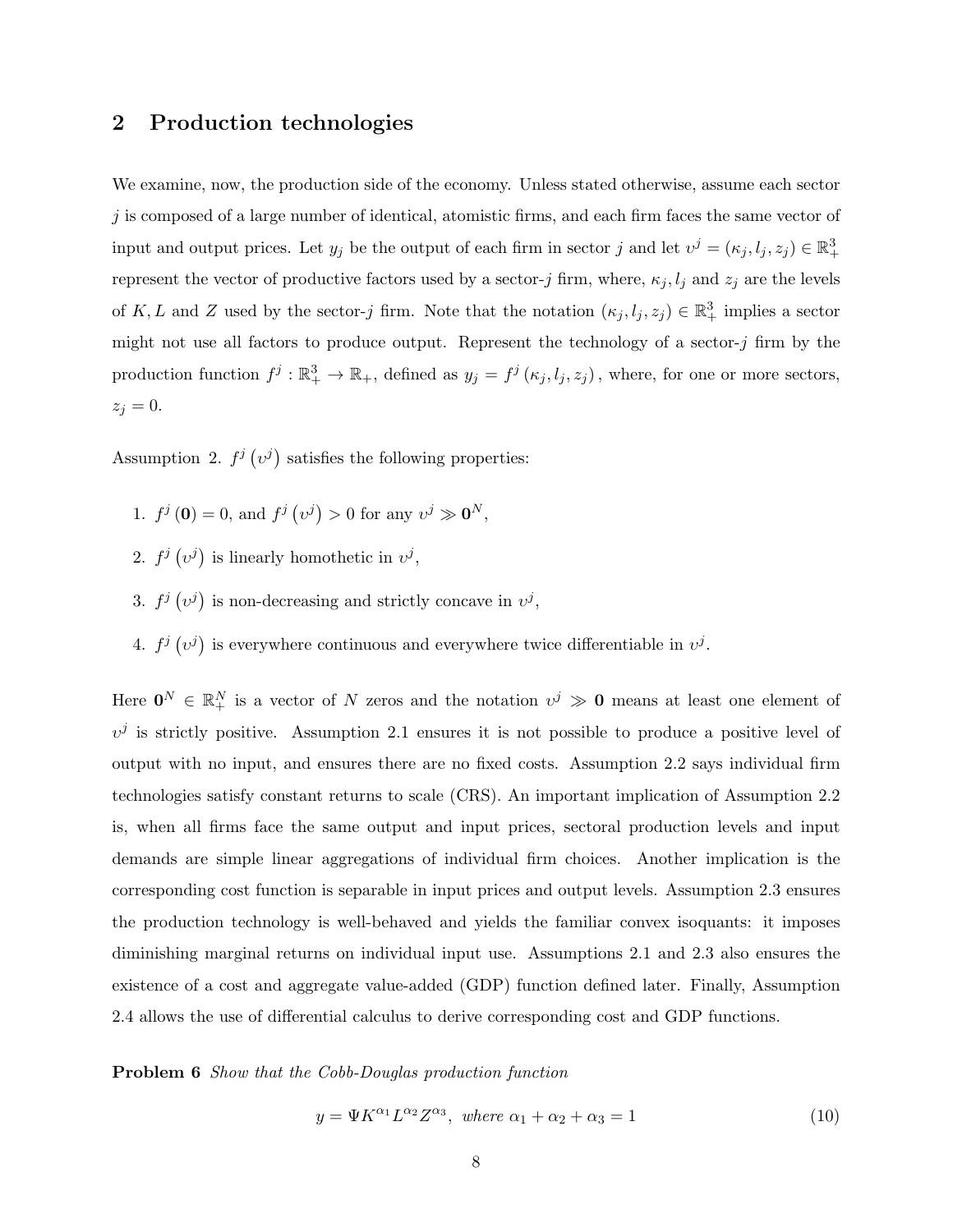## 2 Production technologies

We examine, now, the production side of the economy. Unless stated otherwise, assume each sector $j$ is composed of a large number of identical, atomistic firms, and each firm faces the same vector of input and output prices. Let $y_j$ be the output of each firm in sector $j$ and let $\upsilon^j = (\kappa_j, l_j, z_j) \in \mathbb{R}^3_+$ represent the vector of productive factors used by a sector-$j$ firm, where, $\kappa_j, l_j$ and $z_j$ are the levels of $K, L$ and $Z$ used by the sector-$j$ firm. Note that the notation $(\kappa_j, l_j, z_j) \in \mathbb{R}^3_+$ implies a sector might not use all factors to produce output. Represent the technology of a sector-$j$ firm by the production function $f^j : \mathbb{R}^3_+ \to \mathbb{R}_+$, defined as $y_j = f^j(\kappa_j, l_j, z_j)$, where, for one or more sectors, $z_j = 0$.

Assumption 2. $f^j(\upsilon^j)$ satisfies the following properties:

1. $f^j(\mathbf{0}) = 0$, and $f^j(\upsilon^j) > 0$ for any $\upsilon^j \gg \mathbf{0}^N$,
2. $f^j(\upsilon^j)$ is linearly homothetic in $\upsilon^j$,
3. $f^j(\upsilon^j)$ is non-decreasing and strictly concave in $\upsilon^j$,
4. $f^j(\upsilon^j)$ is everywhere continuous and everywhere twice differentiable in $\upsilon^j$.

Here $\mathbf{0}^N \in \mathbb{R}^N_+$ is a vector of $N$ zeros and the notation $\upsilon^j \gg \mathbf{0}$ means at least one element of $\upsilon^j$ is strictly positive. Assumption 2.1 ensures it is not possible to produce a positive level of output with no input, and ensures there are no fixed costs. Assumption 2.2 says individual firm technologies satisfy constant returns to scale (CRS). An important implication of Assumption 2.2 is, when all firms face the same output and input prices, sectoral production levels and input demands are simple linear aggregations of individual firm choices. Another implication is the corresponding cost function is separable in input prices and output levels. Assumption 2.3 ensures the production technology is well-behaved and yields the familiar convex isoquants: it imposes diminishing marginal returns on individual input use. Assumptions 2.1 and 2.3 also ensures the existence of a cost and aggregate value-added (GDP) function defined later. Finally, Assumption 2.4 allows the use of differential calculus to derive corresponding cost and GDP functions.

**Problem 6** *Show that the Cobb-Douglas production function*

$$y = \Psi K^{\alpha_1} L^{\alpha_2} Z^{\alpha_3}, \text{ where } \alpha_1 + \alpha_2 + \alpha_3 = 1 \tag{10}$$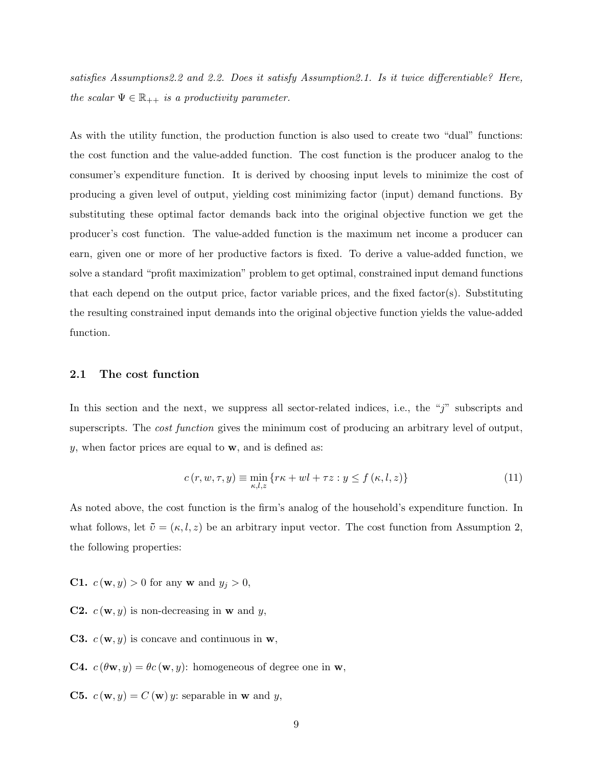*satisfies Assumptions2.2 and 2.2. Does it satisfy Assumption2.1. Is it twice differentiable? Here, the scalar $\Psi \in \mathbb{R}_{++}$ is a productivity parameter.*

As with the utility function, the production function is also used to create two "dual" functions: the cost function and the value-added function. The cost function is the producer analog to the consumer's expenditure function. It is derived by choosing input levels to minimize the cost of producing a given level of output, yielding cost minimizing factor (input) demand functions. By substituting these optimal factor demands back into the original objective function we get the producer's cost function. The value-added function is the maximum net income a producer can earn, given one or more of her productive factors is fixed. To derive a value-added function, we solve a standard "profit maximization" problem to get optimal, constrained input demand functions that each depend on the output price, factor variable prices, and the fixed factor(s). Substituting the resulting constrained input demands into the original objective function yields the value-added function.

## 2.1 The cost function

In this section and the next, we suppress all sector-related indices, i.e., the "$j$" subscripts and superscripts. The *cost function* gives the minimum cost of producing an arbitrary level of output, $y$, when factor prices are equal to $\mathbf{w}$, and is defined as:

$$c(r, w, \tau, y) \equiv \min_{\kappa, l, z} \{r\kappa + wl + \tau z : y \leq f(\kappa, l, z)\} \tag{11}$$

As noted above, the cost function is the firm's analog of the household's expenditure function. In what follows, let $\tilde{\upsilon} = (\kappa, l, z)$ be an arbitrary input vector. The cost function from Assumption 2, the following properties:

**C1.** $c(\mathbf{w}, y) > 0$ for any $\mathbf{w}$ and $y_j > 0$,

**C2.** $c(\mathbf{w}, y)$ is non-decreasing in $\mathbf{w}$ and $y$,

**C3.** $c(\mathbf{w}, y)$ is concave and continuous in $\mathbf{w}$,

**C4.** $c(\theta\mathbf{w}, y) = \theta c(\mathbf{w}, y)$: homogeneous of degree one in $\mathbf{w}$,

**C5.** $c(\mathbf{w}, y) = C(\mathbf{w})\, y$: separable in $\mathbf{w}$ and $y$,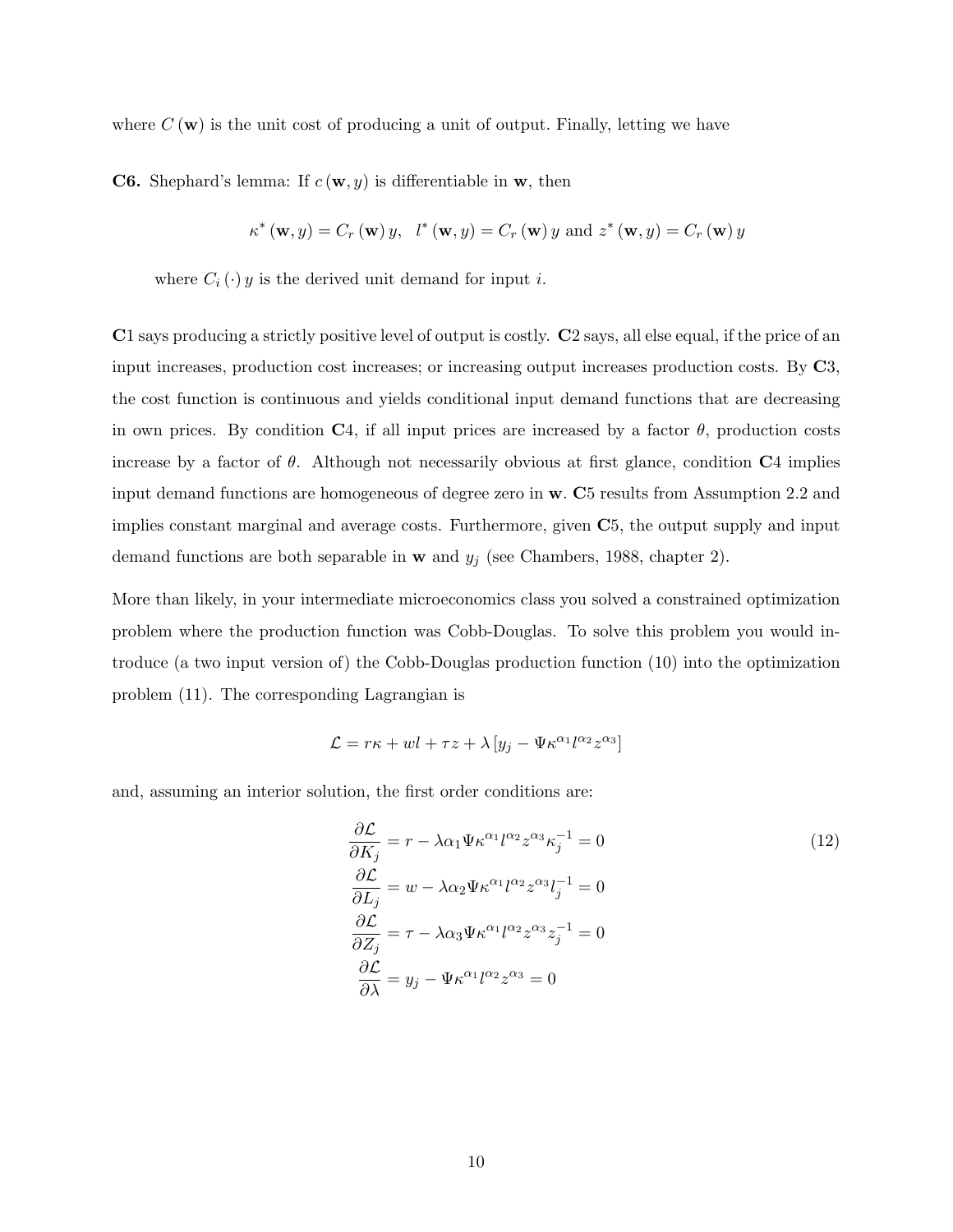where $C(\mathbf{w})$ is the unit cost of producing a unit of output. Finally, letting we have

**C6.** Shephard's lemma: If $c(\mathbf{w}, y)$ is differentiable in $\mathbf{w}$, then

$$\kappa^*(\mathbf{w}, y) = C_r(\mathbf{w})\, y, \quad l^*(\mathbf{w}, y) = C_r(\mathbf{w})\, y \text{ and } z^*(\mathbf{w}, y) = C_r(\mathbf{w})\, y$$

where $C_i(\cdot)\, y$ is the derived unit demand for input $i$.

**C**1 says producing a strictly positive level of output is costly. **C**2 says, all else equal, if the price of an input increases, production cost increases; or increasing output increases production costs. By **C**3, the cost function is continuous and yields conditional input demand functions that are decreasing in own prices. By condition **C**4, if all input prices are increased by a factor $\theta$, production costs increase by a factor of $\theta$. Although not necessarily obvious at first glance, condition **C**4 implies input demand functions are homogeneous of degree zero in $\mathbf{w}$. **C**5 results from Assumption 2.2 and implies constant marginal and average costs. Furthermore, given **C**5, the output supply and input demand functions are both separable in $\mathbf{w}$ and $y_j$ (see Chambers, 1988, chapter 2).

More than likely, in your intermediate microeconomics class you solved a constrained optimization problem where the production function was Cobb-Douglas. To solve this problem you would introduce (a two input version of) the Cobb-Douglas production function (10) into the optimization problem (11). The corresponding Lagrangian is

$$\mathcal{L} = r\kappa + wl + \tau z + \lambda \left[ y_j - \Psi \kappa^{\alpha_1} l^{\alpha_2} z^{\alpha_3} \right]$$

and, assuming an interior solution, the first order conditions are:

$$\begin{aligned}
\frac{\partial \mathcal{L}}{\partial K_j} &= r - \lambda \alpha_1 \Psi \kappa^{\alpha_1} l^{\alpha_2} z^{\alpha_3} \kappa_j^{-1} = 0 \\
\frac{\partial \mathcal{L}}{\partial L_j} &= w - \lambda \alpha_2 \Psi \kappa^{\alpha_1} l^{\alpha_2} z^{\alpha_3} l_j^{-1} = 0 \\
\frac{\partial \mathcal{L}}{\partial Z_j} &= \tau - \lambda \alpha_3 \Psi \kappa^{\alpha_1} l^{\alpha_2} z^{\alpha_3} z_j^{-1} = 0 \\
\frac{\partial \mathcal{L}}{\partial \lambda} &= y_j - \Psi \kappa^{\alpha_1} l^{\alpha_2} z^{\alpha_3} = 0
\end{aligned} \tag{12}$$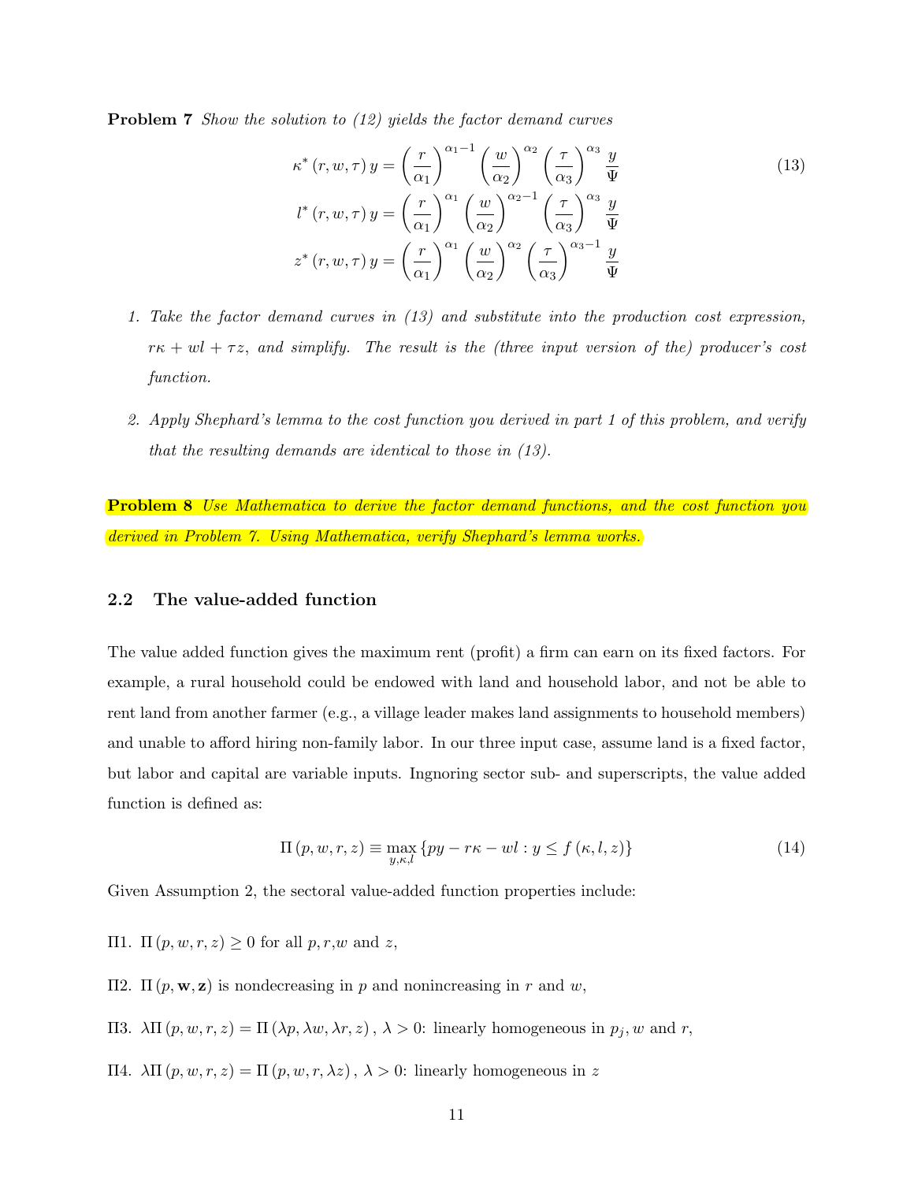**Problem 7** *Show the solution to (12) yields the factor demand curves*

$$\begin{aligned}
\kappa^*(r,w,\tau)\,y &= \left(\frac{r}{\alpha_1}\right)^{\alpha_1-1}\left(\frac{w}{\alpha_2}\right)^{\alpha_2}\left(\frac{\tau}{\alpha_3}\right)^{\alpha_3}\frac{y}{\Psi} \\
l^*(r,w,\tau)\,y &= \left(\frac{r}{\alpha_1}\right)^{\alpha_1}\left(\frac{w}{\alpha_2}\right)^{\alpha_2-1}\left(\frac{\tau}{\alpha_3}\right)^{\alpha_3}\frac{y}{\Psi} \\
z^*(r,w,\tau)\,y &= \left(\frac{r}{\alpha_1}\right)^{\alpha_1}\left(\frac{w}{\alpha_2}\right)^{\alpha_2}\left(\frac{\tau}{\alpha_3}\right)^{\alpha_3-1}\frac{y}{\Psi}
\end{aligned} \tag{13}$$

1. *Take the factor demand curves in (13) and substitute into the production cost expression, $r\kappa + wl + \tau z$, and simplify. The result is the (three input version of the) producer's cost function.*

2. *Apply Shephard's lemma to the cost function you derived in part 1 of this problem, and verify that the resulting demands are identical to those in (13).*

**Problem 8** *Use Mathematica to derive the factor demand functions, and the cost function you derived in Problem 7. Using Mathematica, verify Shephard's lemma works.*

## 2.2 The value-added function

The value added function gives the maximum rent (profit) a firm can earn on its fixed factors. For example, a rural household could be endowed with land and household labor, and not be able to rent land from another farmer (e.g., a village leader makes land assignments to household members) and unable to afford hiring non-family labor. In our three input case, assume land is a fixed factor, but labor and capital are variable inputs. Ingnoring sector sub- and superscripts, the value added function is defined as:

$$\Pi(p,w,r,z) \equiv \max_{y,\kappa,l}\{py - r\kappa - wl : y \leq f(\kappa,l,z)\} \tag{14}$$

Given Assumption 2, the sectoral value-added function properties include:

Π1. $\Pi(p,w,r,z) \geq 0$ for all $p$, $r$, $w$ and $z$,

Π2. $\Pi(p,\mathbf{w},\mathbf{z})$ is nondecreasing in $p$ and nonincreasing in $r$ and $w$,

Π3. $\lambda\Pi(p,w,r,z) = \Pi(\lambda p,\lambda w,\lambda r,z)$, $\lambda > 0$: linearly homogeneous in $p_j$, $w$ and $r$,

Π4. $\lambda\Pi(p,w,r,z) = \Pi(p,w,r,\lambda z)$, $\lambda > 0$: linearly homogeneous in $z$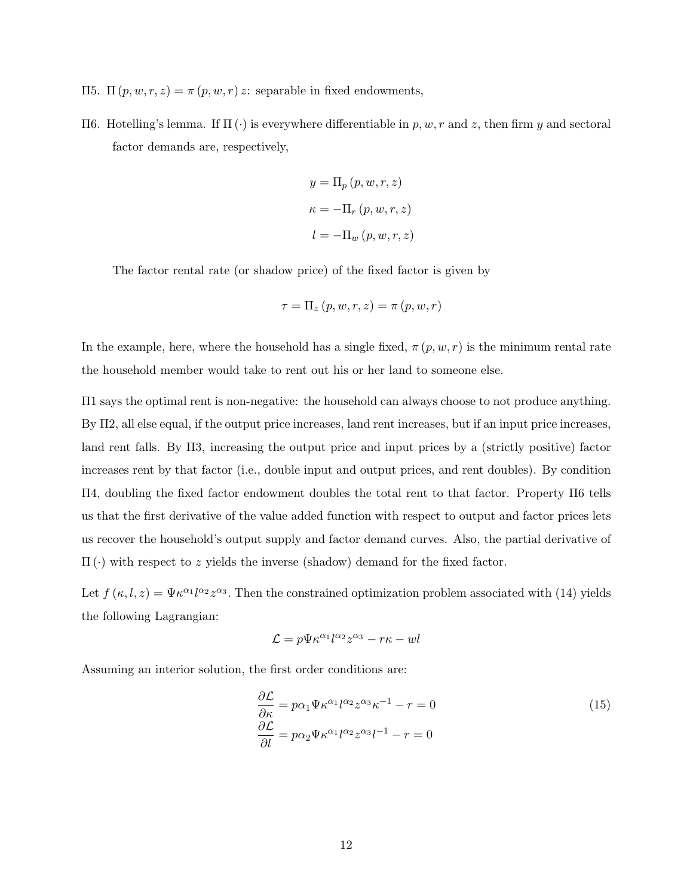Π5. $\Pi(p, w, r, z) = \pi(p, w, r) z$: separable in fixed endowments,

Π6. Hotelling's lemma. If $\Pi(\cdot)$ is everywhere differentiable in $p, w, r$ and $z$, then firm $y$ and sectoral factor demands are, respectively,

$$y = \Pi_p(p, w, r, z)$$
$$\kappa = -\Pi_r(p, w, r, z)$$
$$l = -\Pi_w(p, w, r, z)$$

The factor rental rate (or shadow price) of the fixed factor is given by

$$\tau = \Pi_z(p, w, r, z) = \pi(p, w, r)$$

In the example, here, where the household has a single fixed, $\pi(p, w, r)$ is the minimum rental rate the household member would take to rent out his or her land to someone else.

Π1 says the optimal rent is non-negative: the household can always choose to not produce anything. By Π2, all else equal, if the output price increases, land rent increases, but if an input price increases, land rent falls. By Π3, increasing the output price and input prices by a (strictly positive) factor increases rent by that factor (i.e., double input and output prices, and rent doubles). By condition Π4, doubling the fixed factor endowment doubles the total rent to that factor. Property Π6 tells us that the first derivative of the value added function with respect to output and factor prices lets us recover the household's output supply and factor demand curves. Also, the partial derivative of $\Pi(\cdot)$ with respect to $z$ yields the inverse (shadow) demand for the fixed factor.

Let $f(\kappa, l, z) = \Psi \kappa^{\alpha_1} l^{\alpha_2} z^{\alpha_3}$. Then the constrained optimization problem associated with (14) yields the following Lagrangian:

$$\mathcal{L} = p\Psi \kappa^{\alpha_1} l^{\alpha_2} z^{\alpha_3} - r\kappa - wl$$

Assuming an interior solution, the first order conditions are:

$$\begin{aligned}
\frac{\partial \mathcal{L}}{\partial \kappa} &= p\alpha_1 \Psi \kappa^{\alpha_1} l^{\alpha_2} z^{\alpha_3} \kappa^{-1} - r = 0 \\
\frac{\partial \mathcal{L}}{\partial l} &= p\alpha_2 \Psi \kappa^{\alpha_1} l^{\alpha_2} z^{\alpha_3} l^{-1} - r = 0
\end{aligned} \tag{15}$$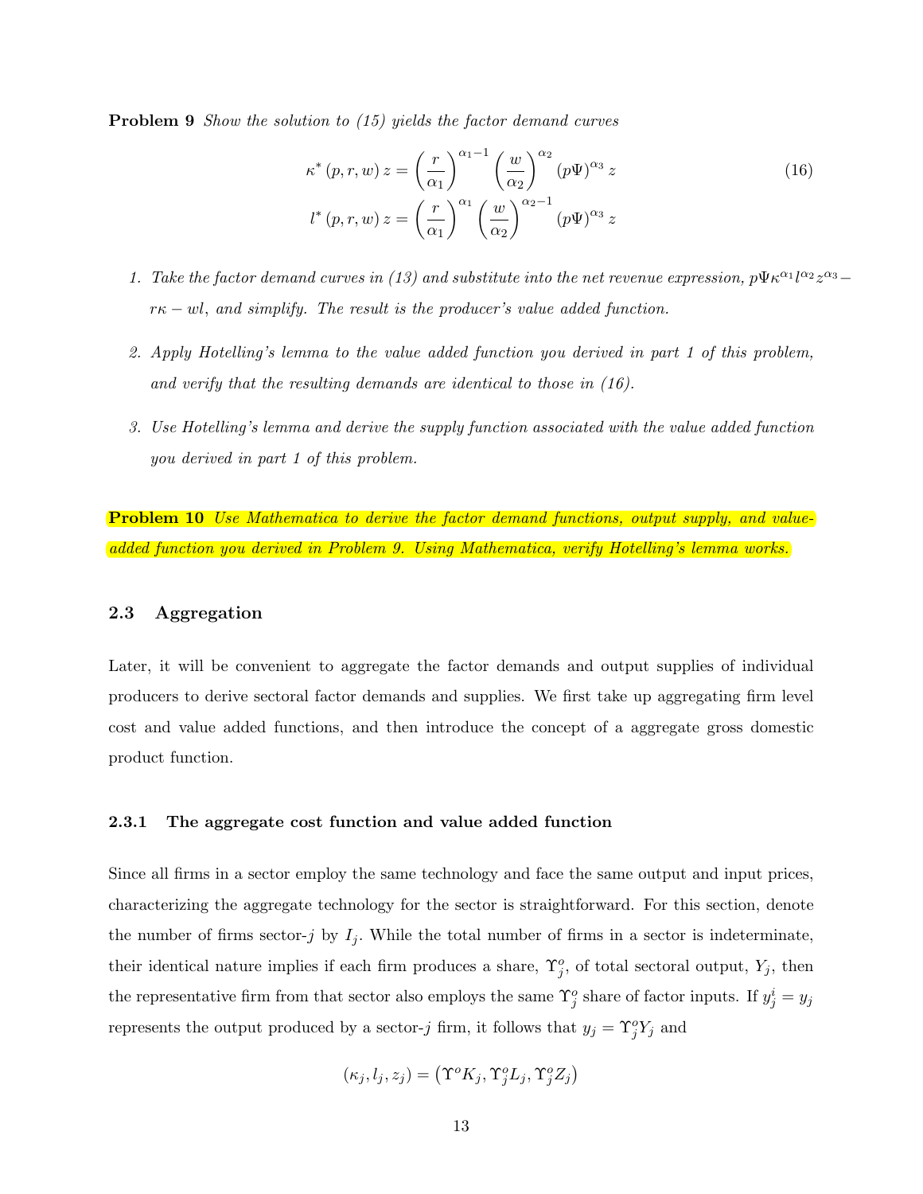**Problem 9** *Show the solution to (15) yields the factor demand curves*

$$\kappa^*(p,r,w)\,z = \left(\frac{r}{\alpha_1}\right)^{\alpha_1-1}\left(\frac{w}{\alpha_2}\right)^{\alpha_2}(p\Psi)^{\alpha_3}\,z \tag{16}$$
$$l^*(p,r,w)\,z = \left(\frac{r}{\alpha_1}\right)^{\alpha_1}\left(\frac{w}{\alpha_2}\right)^{\alpha_2-1}(p\Psi)^{\alpha_3}\,z$$

1. *Take the factor demand curves in (13) and substitute into the net revenue expression, $p\Psi\kappa^{\alpha_1}l^{\alpha_2}z^{\alpha_3} - r\kappa - wl$, and simplify. The result is the producer's value added function.*

2. *Apply Hotelling's lemma to the value added function you derived in part 1 of this problem, and verify that the resulting demands are identical to those in (16).*

3. *Use Hotelling's lemma and derive the supply function associated with the value added function you derived in part 1 of this problem.*

**Problem 10** *Use Mathematica to derive the factor demand functions, output supply, and value-added function you derived in Problem 9. Using Mathematica, verify Hotelling's lemma works.*

### 2.3 Aggregation

Later, it will be convenient to aggregate the factor demands and output supplies of individual producers to derive sectoral factor demands and supplies. We first take up aggregating firm level cost and value added functions, and then introduce the concept of a aggregate gross domestic product function.

#### 2.3.1 The aggregate cost function and value added function

Since all firms in a sector employ the same technology and face the same output and input prices, characterizing the aggregate technology for the sector is straightforward. For this section, denote the number of firms sector-$j$ by $I_j$. While the total number of firms in a sector is indeterminate, their identical nature implies if each firm produces a share, $\Upsilon_j^o$, of total sectoral output, $Y_j$, then the representative firm from that sector also employs the same $\Upsilon_j^o$ share of factor inputs. If $y_j^i = y_j$ represents the output produced by a sector-$j$ firm, it follows that $y_j = \Upsilon_j^o Y_j$ and

$$(\kappa_j, l_j, z_j) = \left(\Upsilon^o K_j, \Upsilon_j^o L_j, \Upsilon_j^o Z_j\right)$$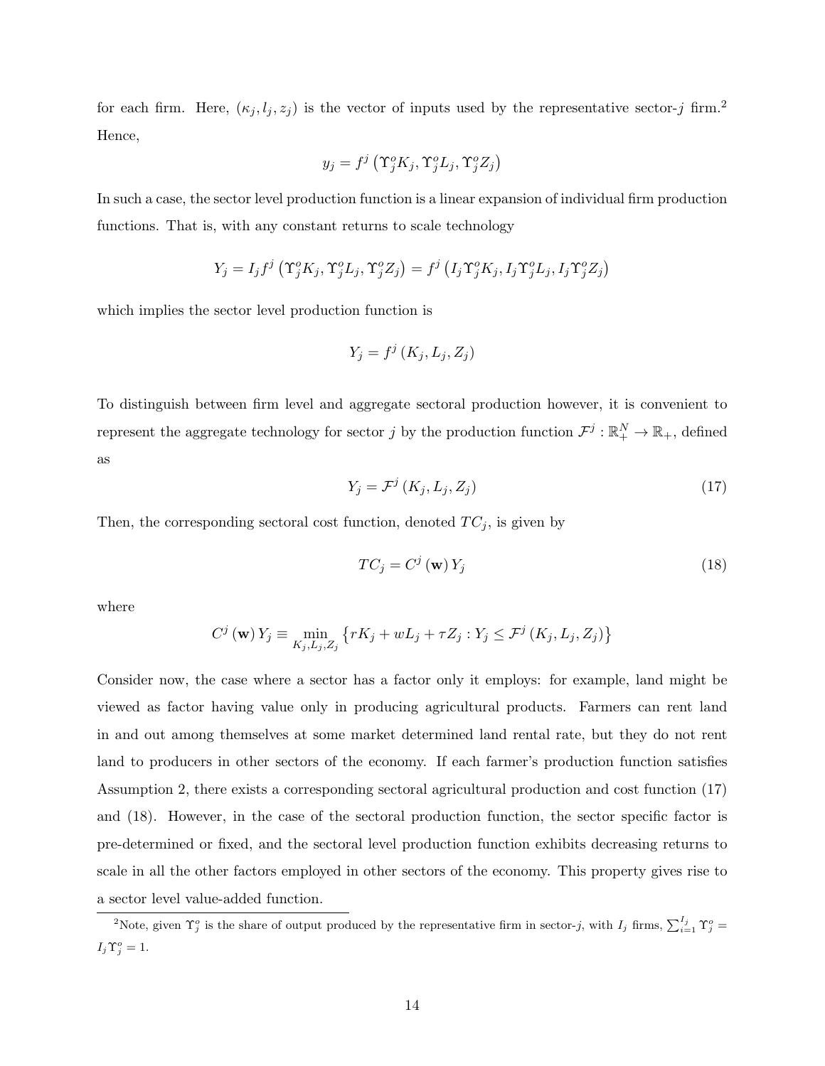for each firm. Here, $(\kappa_j, l_j, z_j)$ is the vector of inputs used by the representative sector-$j$ firm.[2] Hence,

$$y_j = f^j\left(\Upsilon_j^o K_j, \Upsilon_j^o L_j, \Upsilon_j^o Z_j\right)$$

In such a case, the sector level production function is a linear expansion of individual firm production functions. That is, with any constant returns to scale technology

$$Y_j = I_j f^j\left(\Upsilon_j^o K_j, \Upsilon_j^o L_j, \Upsilon_j^o Z_j\right) = f^j\left(I_j \Upsilon_j^o K_j, I_j \Upsilon_j^o L_j, I_j \Upsilon_j^o Z_j\right)$$

which implies the sector level production function is

$$Y_j = f^j\left(K_j, L_j, Z_j\right)$$

To distinguish between firm level and aggregate sectoral production however, it is convenient to represent the aggregate technology for sector $j$ by the production function $\mathcal{F}^j : \mathbb{R}_+^N \to \mathbb{R}_+$, defined as

$$Y_j = \mathcal{F}^j\left(K_j, L_j, Z_j\right) \tag{17}$$

Then, the corresponding sectoral cost function, denoted $TC_j$, is given by

$$TC_j = C^j\left(\mathbf{w}\right) Y_j \tag{18}$$

where

$$C^j\left(\mathbf{w}\right) Y_j \equiv \min_{K_j, L_j, Z_j} \left\{ rK_j + wL_j + \tau Z_j : Y_j \leq \mathcal{F}^j\left(K_j, L_j, Z_j\right) \right\}$$

Consider now, the case where a sector has a factor only it employs: for example, land might be viewed as factor having value only in producing agricultural products. Farmers can rent land in and out among themselves at some market determined land rental rate, but they do not rent land to producers in other sectors of the economy. If each farmer's production function satisfies Assumption 2, there exists a corresponding sectoral agricultural production and cost function (17) and (18). However, in the case of the sectoral production function, the sector specific factor is pre-determined or fixed, and the sectoral level production function exhibits decreasing returns to scale in all the other factors employed in other sectors of the economy. This property gives rise to a sector level value-added function.

[2] Note, given $\Upsilon_j^o$ is the share of output produced by the representative firm in sector-$j$, with $I_j$ firms, $\sum_{i=1}^{I_j} \Upsilon_j^o = I_j \Upsilon_j^o = 1$.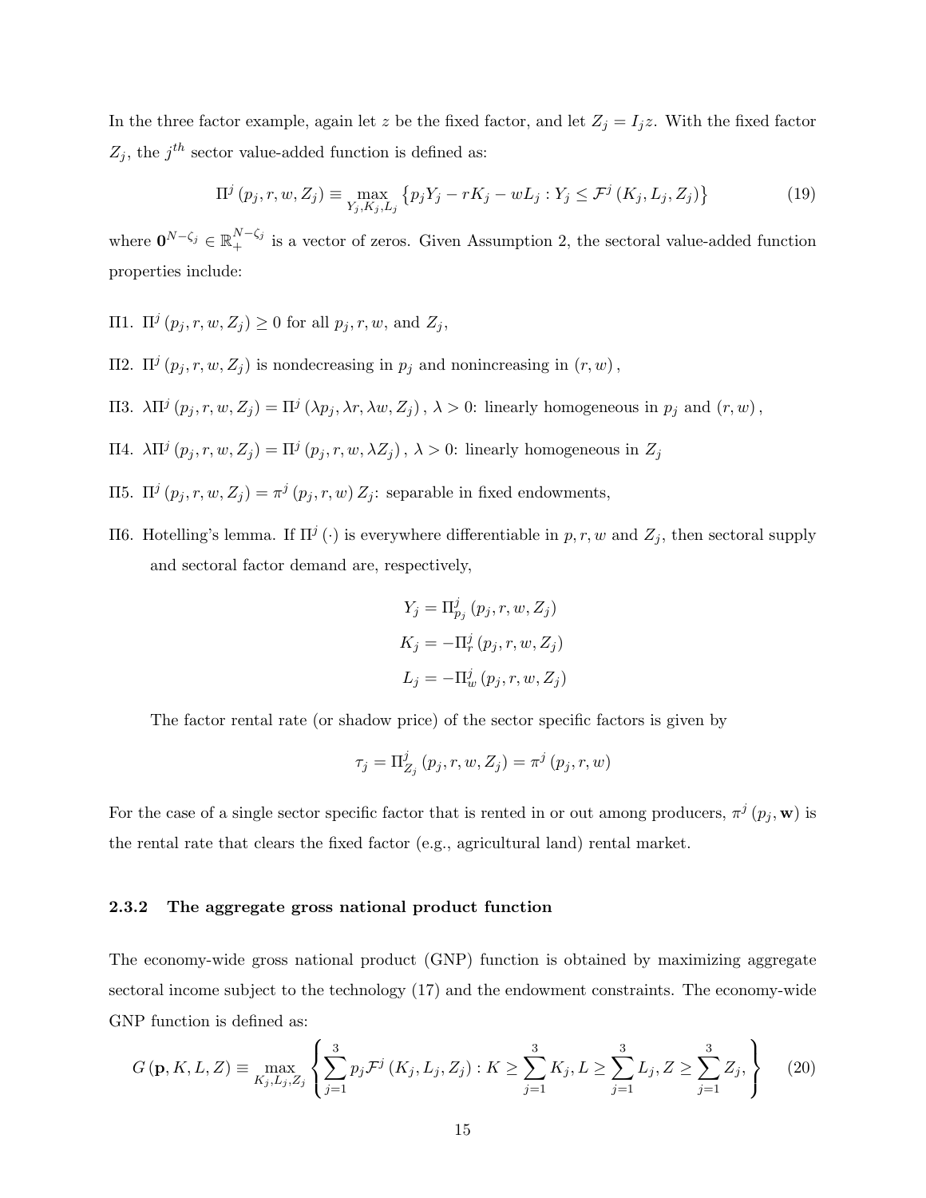In the three factor example, again let $z$ be the fixed factor, and let $Z_j = I_j z$. With the fixed factor $Z_j$, the $j^{th}$ sector value-added function is defined as:

$$\Pi^j(p_j, r, w, Z_j) \equiv \max_{Y_j, K_j, L_j} \left\{ p_j Y_j - rK_j - wL_j : Y_j \leq \mathcal{F}^j(K_j, L_j, Z_j) \right\} \tag{19}$$

where $\mathbf{0}^{N-\zeta_j} \in \mathbb{R}_+^{N-\zeta_j}$ is a vector of zeros. Given Assumption 2, the sectoral value-added function properties include:

Π1. $\Pi^j(p_j, r, w, Z_j) \geq 0$ for all $p_j, r, w$, and $Z_j$,

Π2. $\Pi^j(p_j, r, w, Z_j)$ is nondecreasing in $p_j$ and nonincreasing in $(r, w)$,

Π3. $\lambda \Pi^j(p_j, r, w, Z_j) = \Pi^j(\lambda p_j, \lambda r, \lambda w, Z_j)$, $\lambda > 0$: linearly homogeneous in $p_j$ and $(r, w)$,

Π4. $\lambda \Pi^j(p_j, r, w, Z_j) = \Pi^j(p_j, r, w, \lambda Z_j)$, $\lambda > 0$: linearly homogeneous in $Z_j$

Π5. $\Pi^j(p_j, r, w, Z_j) = \pi^j(p_j, r, w) Z_j$: separable in fixed endowments,

Π6. Hotelling's lemma. If $\Pi^j(\cdot)$ is everywhere differentiable in $p, r, w$ and $Z_j$, then sectoral supply and sectoral factor demand are, respectively,

$$Y_j = \Pi^j_{p_j}(p_j, r, w, Z_j)$$
$$K_j = -\Pi^j_r(p_j, r, w, Z_j)$$
$$L_j = -\Pi^j_w(p_j, r, w, Z_j)$$

The factor rental rate (or shadow price) of the sector specific factors is given by

$$\tau_j = \Pi^j_{Z_j}(p_j, r, w, Z_j) = \pi^j(p_j, r, w)$$

For the case of a single sector specific factor that is rented in or out among producers, $\pi^j(p_j, \mathbf{w})$ is the rental rate that clears the fixed factor (e.g., agricultural land) rental market.

### 2.3.2 The aggregate gross national product function

The economy-wide gross national product (GNP) function is obtained by maximizing aggregate sectoral income subject to the technology (17) and the endowment constraints. The economy-wide GNP function is defined as:

$$G(\mathbf{p}, K, L, Z) \equiv \max_{K_j, L_j, Z_j} \left\{ \sum_{j=1}^{3} p_j \mathcal{F}^j(K_j, L_j, Z_j) : K \geq \sum_{j=1}^{3} K_j, L \geq \sum_{j=1}^{3} L_j, Z \geq \sum_{j=1}^{3} Z_j, \right\} \tag{20}$$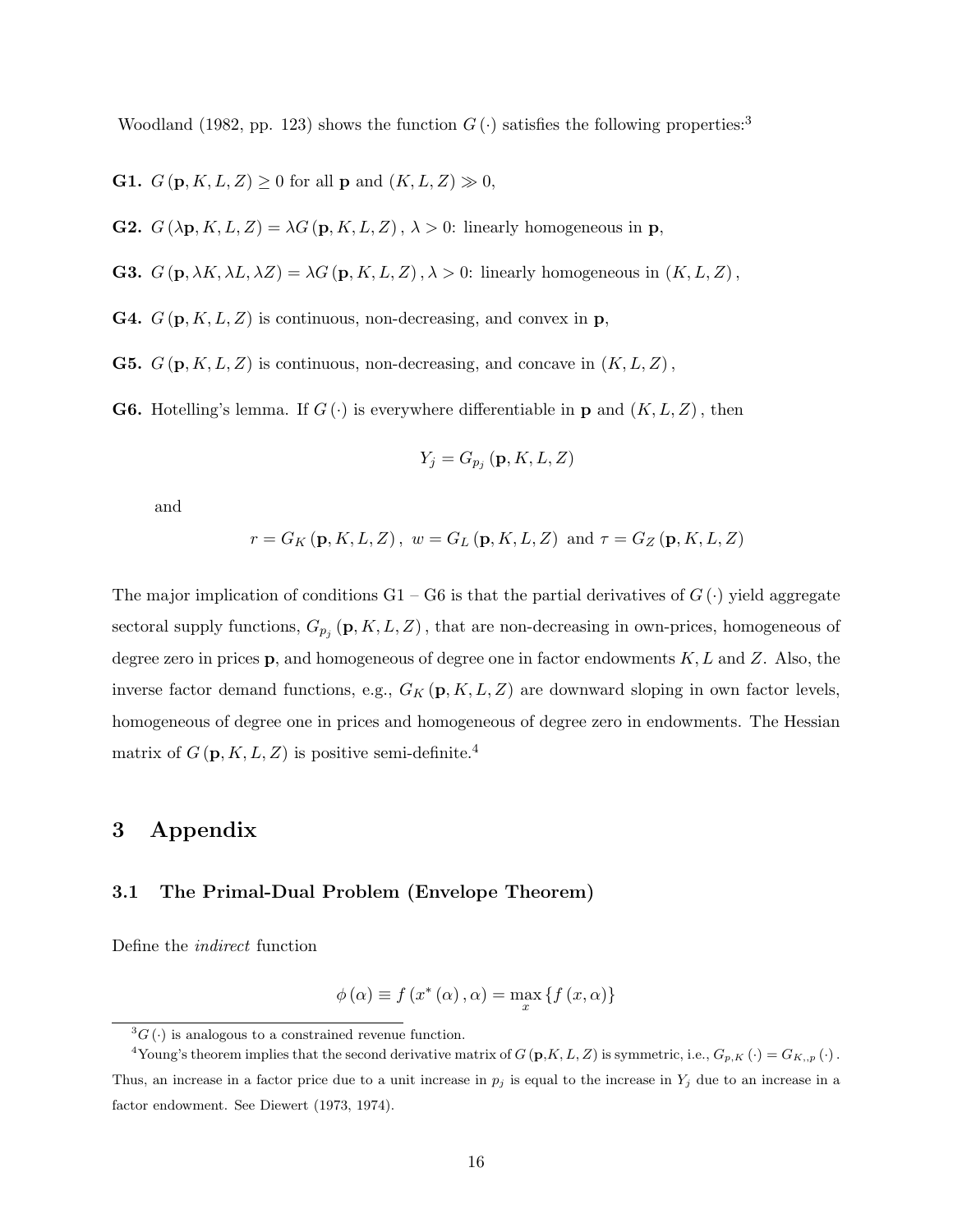Woodland (1982, pp. 123) shows the function $G(\cdot)$ satisfies the following properties:[3]

**G1.** $G(\mathbf{p}, K, L, Z) \geq 0$ for all $\mathbf{p}$ and $(K, L, Z) \gg 0$,

**G2.** $G(\lambda\mathbf{p}, K, L, Z) = \lambda G(\mathbf{p}, K, L, Z)$, $\lambda > 0$: linearly homogeneous in $\mathbf{p}$,

**G3.** $G(\mathbf{p}, \lambda K, \lambda L, \lambda Z) = \lambda G(\mathbf{p}, K, L, Z)$, $\lambda > 0$: linearly homogeneous in $(K, L, Z)$,

**G4.** $G(\mathbf{p}, K, L, Z)$ is continuous, non-decreasing, and convex in $\mathbf{p}$,

**G5.** $G(\mathbf{p}, K, L, Z)$ is continuous, non-decreasing, and concave in $(K, L, Z)$,

**G6.** Hotelling's lemma. If $G(\cdot)$ is everywhere differentiable in $\mathbf{p}$ and $(K, L, Z)$, then

$$Y_j = G_{p_j}(\mathbf{p}, K, L, Z)$$

and

$$r = G_K(\mathbf{p}, K, L, Z), \; w = G_L(\mathbf{p}, K, L, Z) \text{ and } \tau = G_Z(\mathbf{p}, K, L, Z)$$

The major implication of conditions G1 – G6 is that the partial derivatives of $G(\cdot)$ yield aggregate sectoral supply functions, $G_{p_j}(\mathbf{p}, K, L, Z)$, that are non-decreasing in own-prices, homogeneous of degree zero in prices $\mathbf{p}$, and homogeneous of degree one in factor endowments $K, L$ and $Z$. Also, the inverse factor demand functions, e.g., $G_K(\mathbf{p}, K, L, Z)$ are downward sloping in own factor levels, homogeneous of degree one in prices and homogeneous of degree zero in endowments. The Hessian matrix of $G(\mathbf{p}, K, L, Z)$ is positive semi-definite.[4]

# 3 Appendix

## 3.1 The Primal-Dual Problem (Envelope Theorem)

Define the *indirect* function

$$\phi(\alpha) \equiv f(x^*(\alpha), \alpha) = \max_x \{f(x, \alpha)\}$$

---

[3] $G(\cdot)$ is analogous to a constrained revenue function.

[4] Young's theorem implies that the second derivative matrix of $G(\mathbf{p}, K, L, Z)$ is symmetric, i.e., $G_{p,K}(\cdot) = G_{K,,p}(\cdot)$. Thus, an increase in a factor price due to a unit increase in $p_j$ is equal to the increase in $Y_j$ due to an increase in a factor endowment. See Diewert (1973, 1974).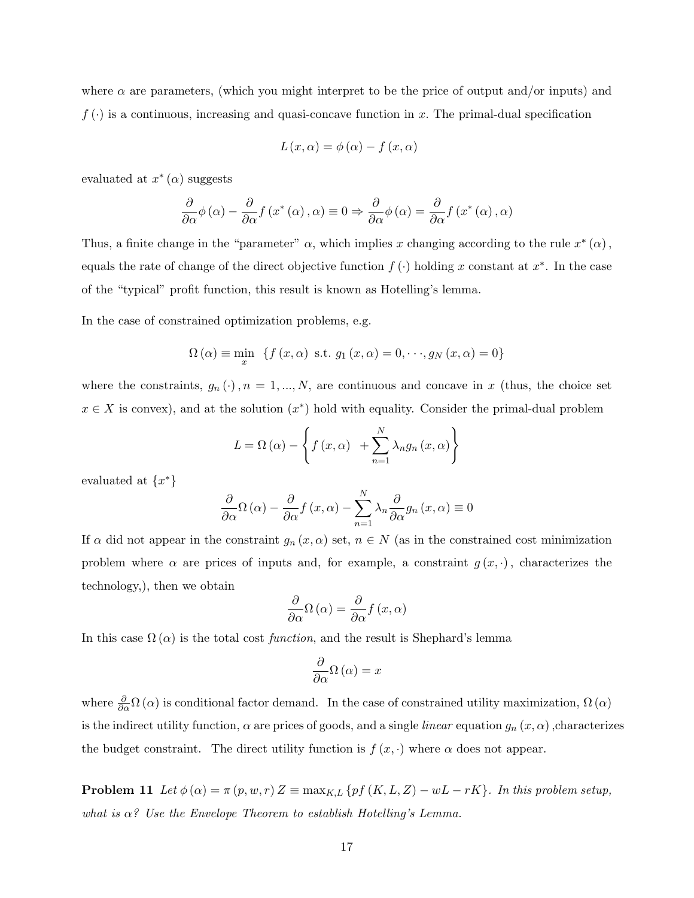where $\alpha$ are parameters, (which you might interpret to be the price of output and/or inputs) and $f(\cdot)$ is a continuous, increasing and quasi-concave function in $x$. The primal-dual specification

$$L(x,\alpha) = \phi(\alpha) - f(x,\alpha)$$

evaluated at $x^*(\alpha)$ suggests

$$\frac{\partial}{\partial\alpha}\phi(\alpha) - \frac{\partial}{\partial\alpha}f(x^*(\alpha),\alpha) \equiv 0 \Rightarrow \frac{\partial}{\partial\alpha}\phi(\alpha) = \frac{\partial}{\partial\alpha}f(x^*(\alpha),\alpha)$$

Thus, a finite change in the "parameter" $\alpha$, which implies $x$ changing according to the rule $x^*(\alpha)$, equals the rate of change of the direct objective function $f(\cdot)$ holding $x$ constant at $x^*$. In the case of the "typical" profit function, this result is known as Hotelling's lemma.

In the case of constrained optimization problems, e.g.

$$\Omega(\alpha) \equiv \min_x \ \{f(x,\alpha) \text{ s.t. } g_1(x,\alpha) = 0, \cdots, g_N(x,\alpha) = 0\}$$

where the constraints, $g_n(\cdot), n = 1, ..., N$, are continuous and concave in $x$ (thus, the choice set $x \in X$ is convex), and at the solution $(x^*)$ hold with equality. Consider the primal-dual problem

$$L = \Omega(\alpha) - \left\{ f(x,\alpha) \ + \sum_{n=1}^{N} \lambda_n g_n(x,\alpha) \right\}$$

evaluated at $\{x^*\}$

$$\frac{\partial}{\partial\alpha}\Omega(\alpha) - \frac{\partial}{\partial\alpha}f(x,\alpha) - \sum_{n=1}^{N} \lambda_n \frac{\partial}{\partial\alpha}g_n(x,\alpha) \equiv 0$$

If $\alpha$ did not appear in the constraint $g_n(x,\alpha)$ set, $n \in N$ (as in the constrained cost minimization problem where $\alpha$ are prices of inputs and, for example, a constraint $g(x,\cdot)$, characterizes the technology,), then we obtain

$$\frac{\partial}{\partial\alpha}\Omega(\alpha) = \frac{\partial}{\partial\alpha}f(x,\alpha)$$

In this case $\Omega(\alpha)$ is the total cost *function*, and the result is Shephard's lemma

$$\frac{\partial}{\partial\alpha}\Omega(\alpha) = x$$

where $\frac{\partial}{\partial\alpha}\Omega(\alpha)$ is conditional factor demand. In the case of constrained utility maximization, $\Omega(\alpha)$ is the indirect utility function, $\alpha$ are prices of goods, and a single *linear* equation $g_n(x,\alpha)$ ,characterizes the budget constraint. The direct utility function is $f(x,\cdot)$ where $\alpha$ does not appear.

**Problem 11** *Let $\phi(\alpha) = \pi(p,w,r)Z \equiv \max_{K,L}\{pf(K,L,Z) - wL - rK\}$. In this problem setup, what is $\alpha$? Use the Envelope Theorem to establish Hotelling's Lemma.*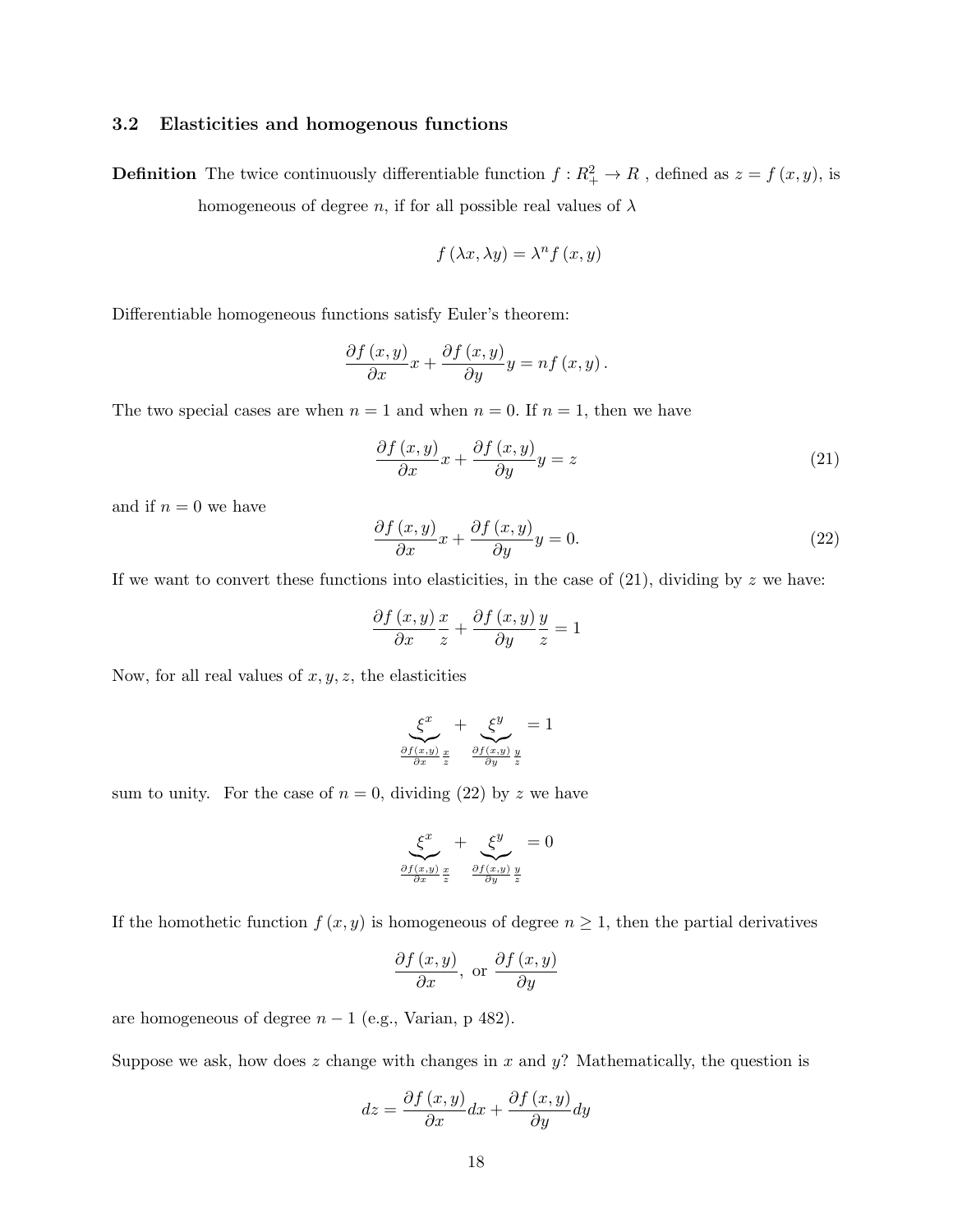### 3.2 Elasticities and homogenous functions

**Definition** The twice continuously differentiable function $f : R_+^2 \to R$ , defined as $z = f(x, y)$, is homogeneous of degree $n$, if for all possible real values of $\lambda$

$$f(\lambda x, \lambda y) = \lambda^n f(x, y)$$

Differentiable homogeneous functions satisfy Euler's theorem:

$$\frac{\partial f(x,y)}{\partial x} x + \frac{\partial f(x,y)}{\partial y} y = n f(x,y).$$

The two special cases are when $n = 1$ and when $n = 0$. If $n = 1$, then we have

$$\frac{\partial f(x,y)}{\partial x} x + \frac{\partial f(x,y)}{\partial y} y = z \tag{21}$$

and if $n = 0$ we have

$$\frac{\partial f(x,y)}{\partial x} x + \frac{\partial f(x,y)}{\partial y} y = 0. \tag{22}$$

If we want to convert these functions into elasticities, in the case of (21), dividing by $z$ we have:

$$\frac{\partial f(x,y)}{\partial x} \frac{x}{z} + \frac{\partial f(x,y)}{\partial y} \frac{y}{z} = 1$$

Now, for all real values of $x, y, z$, the elasticities

$$\underbrace{\xi^x}_{\frac{\partial f(x,y)}{\partial x}\frac{x}{z}} + \underbrace{\xi^y}_{\frac{\partial f(x,y)}{\partial y}\frac{y}{z}} = 1$$

sum to unity. For the case of $n = 0$, dividing (22) by $z$ we have

$$\underbrace{\xi^x}_{\frac{\partial f(x,y)}{\partial x}\frac{x}{z}} + \underbrace{\xi^y}_{\frac{\partial f(x,y)}{\partial y}\frac{y}{z}} = 0$$

If the homothetic function $f(x, y)$ is homogeneous of degree $n \geq 1$, then the partial derivatives

$$\frac{\partial f(x,y)}{\partial x}, \text{ or } \frac{\partial f(x,y)}{\partial y}$$

are homogeneous of degree $n - 1$ (e.g., Varian, p 482).

Suppose we ask, how does $z$ change with changes in $x$ and $y$? Mathematically, the question is

$$dz = \frac{\partial f(x,y)}{\partial x} dx + \frac{\partial f(x,y)}{\partial y} dy$$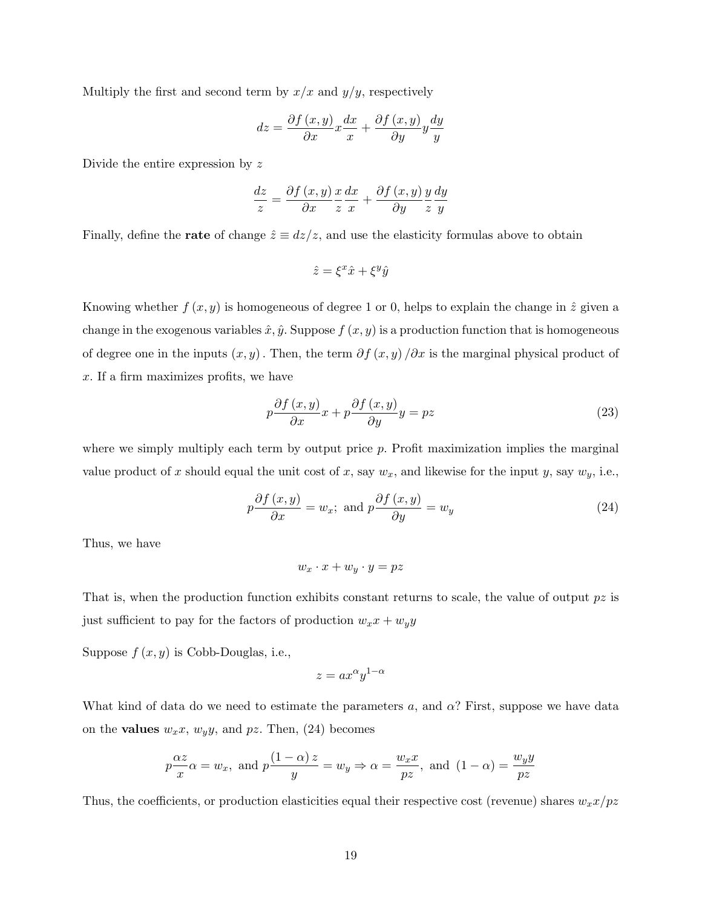Multiply the first and second term by $x/x$ and $y/y$, respectively

$$dz = \frac{\partial f(x,y)}{\partial x} x \frac{dx}{x} + \frac{\partial f(x,y)}{\partial y} y \frac{dy}{y}$$

Divide the entire expression by $z$

$$\frac{dz}{z} = \frac{\partial f(x,y)}{\partial x} \frac{x}{z} \frac{dx}{x} + \frac{\partial f(x,y)}{\partial y} \frac{y}{z} \frac{dy}{y}$$

Finally, define the **rate** of change $\hat{z} \equiv dz/z$, and use the elasticity formulas above to obtain

$$\hat{z} = \xi^x \hat{x} + \xi^y \hat{y}$$

Knowing whether $f(x,y)$ is homogeneous of degree 1 or 0, helps to explain the change in $\hat{z}$ given a change in the exogenous variables $\hat{x}, \hat{y}$. Suppose $f(x,y)$ is a production function that is homogeneous of degree one in the inputs $(x,y)$. Then, the term $\partial f(x,y)/\partial x$ is the marginal physical product of $x$. If a firm maximizes profits, we have

$$p\frac{\partial f(x,y)}{\partial x} x + p\frac{\partial f(x,y)}{\partial y} y = pz \tag{23}$$

where we simply multiply each term by output price $p$. Profit maximization implies the marginal value product of $x$ should equal the unit cost of $x$, say $w_x$, and likewise for the input $y$, say $w_y$, i.e.,

$$p\frac{\partial f(x,y)}{\partial x} = w_x; \text{ and } p\frac{\partial f(x,y)}{\partial y} = w_y \tag{24}$$

Thus, we have

$$w_x \cdot x + w_y \cdot y = pz$$

That is, when the production function exhibits constant returns to scale, the value of output $pz$ is just sufficient to pay for the factors of production $w_x x + w_y y$

Suppose $f(x,y)$ is Cobb-Douglas, i.e.,

$$z = a x^{\alpha} y^{1-\alpha}$$

What kind of data do we need to estimate the parameters $a$, and $\alpha$? First, suppose we have data on the **values** $w_x x$, $w_y y$, and $pz$. Then, (24) becomes

$$p\frac{\alpha z}{x}\alpha = w_x, \text{ and } p\frac{(1-\alpha) z}{y} = w_y \Rightarrow \alpha = \frac{w_x x}{pz}, \text{ and } (1-\alpha) = \frac{w_y y}{pz}$$

Thus, the coefficients, or production elasticities equal their respective cost (revenue) shares $w_x x/pz$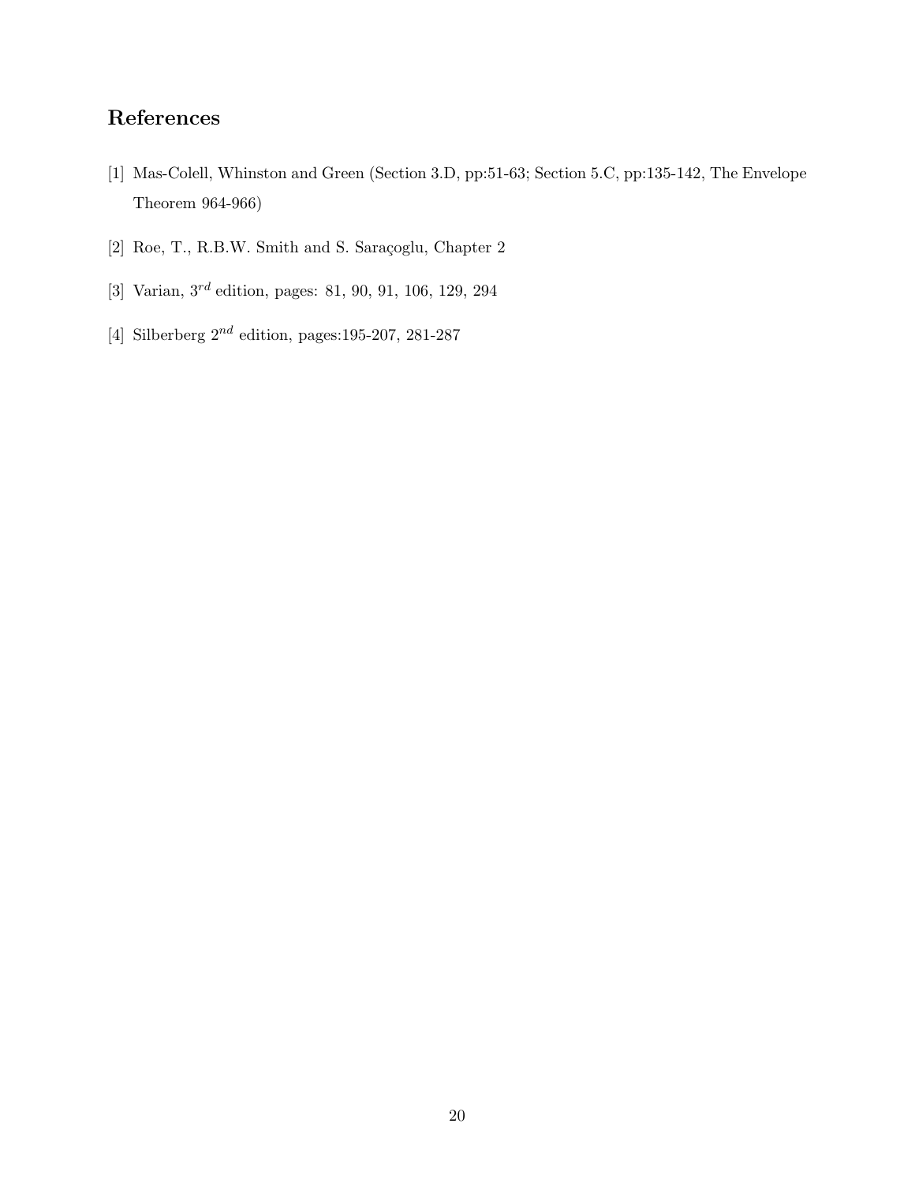## References

[1] Mas-Colell, Whinston and Green (Section 3.D, pp:51-63; Section 5.C, pp:135-142, The Envelope Theorem 964-966)

[2] Roe, T., R.B.W. Smith and S. Saraçoglu, Chapter 2

[3] Varian, $3^{rd}$ edition, pages: 81, 90, 91, 106, 129, 294

[4] Silberberg $2^{nd}$ edition, pages:195-207, 281-287